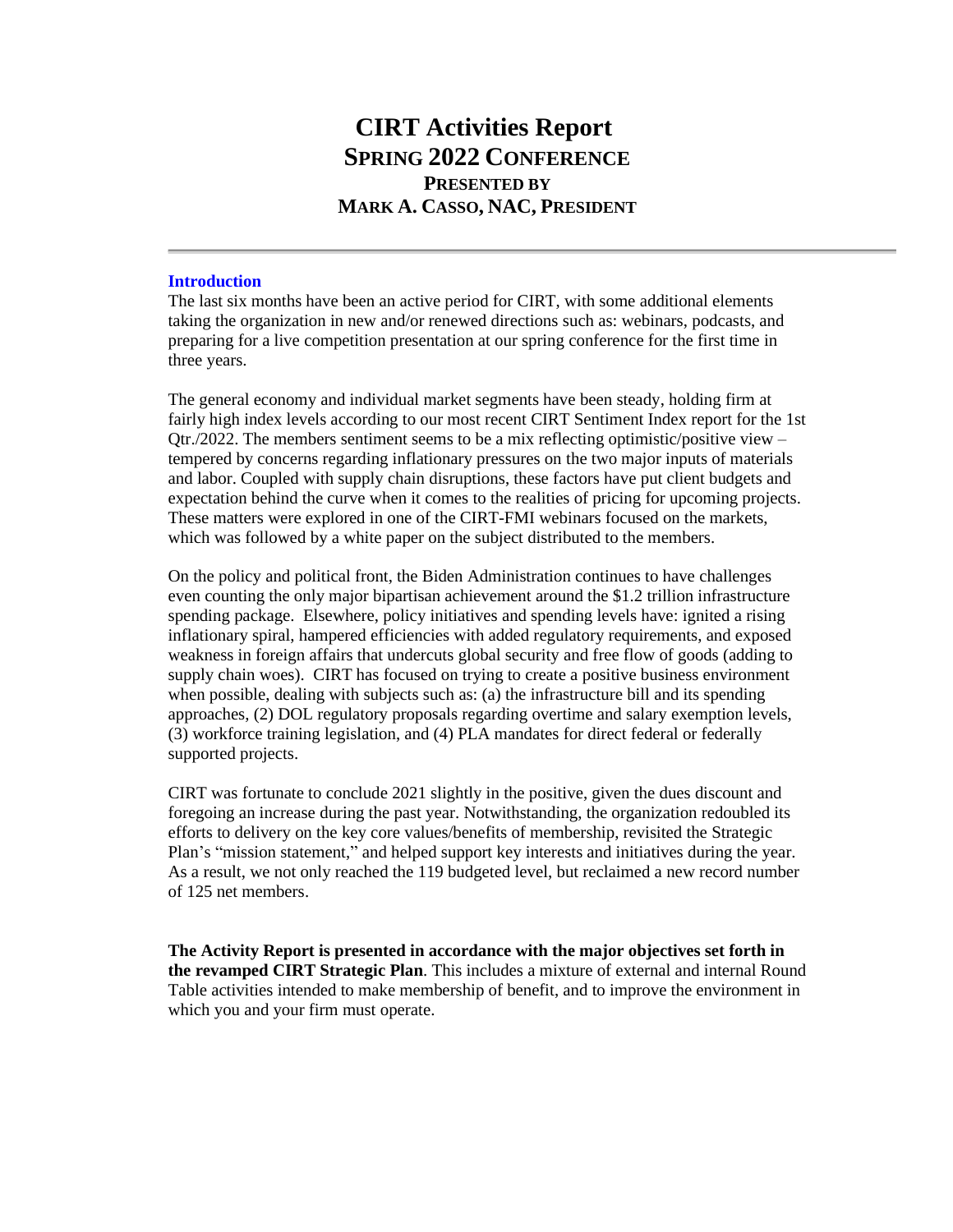# CIRT Activities Report

## Spring 2022 Conference

### Presented by

### Mark A. Casso, NAC, President

---

**Introduction**

The last six months have been an active period for CIRT, with some additional elements taking the organization in new and/or renewed directions such as: webinars, podcasts, and preparing for a live competition presentation at our spring conference for the first time in three years.

The general economy and individual market segments have been steady, holding firm at fairly high index levels according to our most recent CIRT Sentiment Index report for the 1st Qtr./2022. The members sentiment seems to be a mix reflecting optimistic/positive view – tempered by concerns regarding inflationary pressures on the two major inputs of materials and labor. Coupled with supply chain disruptions, these factors have put client budgets and expectation behind the curve when it comes to the realities of pricing for upcoming projects. These matters were explored in one of the CIRT-FMI webinars focused on the markets, which was followed by a white paper on the subject distributed to the members.

On the policy and political front, the Biden Administration continues to have challenges even counting the only major bipartisan achievement around the $1.2 trillion infrastructure spending package. Elsewhere, policy initiatives and spending levels have: ignited a rising inflationary spiral, hampered efficiencies with added regulatory requirements, and exposed weakness in foreign affairs that undercuts global security and free flow of goods (adding to supply chain woes). CIRT has focused on trying to create a positive business environment when possible, dealing with subjects such as: (a) the infrastructure bill and its spending approaches, (2) DOL regulatory proposals regarding overtime and salary exemption levels, (3) workforce training legislation, and (4) PLA mandates for direct federal or federally supported projects.

CIRT was fortunate to conclude 2021 slightly in the positive, given the dues discount and foregoing an increase during the past year. Notwithstanding, the organization redoubled its efforts to delivery on the key core values/benefits of membership, revisited the Strategic Plan's "mission statement," and helped support key interests and initiatives during the year. As a result, we not only reached the 119 budgeted level, but reclaimed a new record number of 125 net members.

**The Activity Report is presented in accordance with the major objectives set forth in the revamped CIRT Strategic Plan**. This includes a mixture of external and internal Round Table activities intended to make membership of benefit, and to improve the environment in which you and your firm must operate.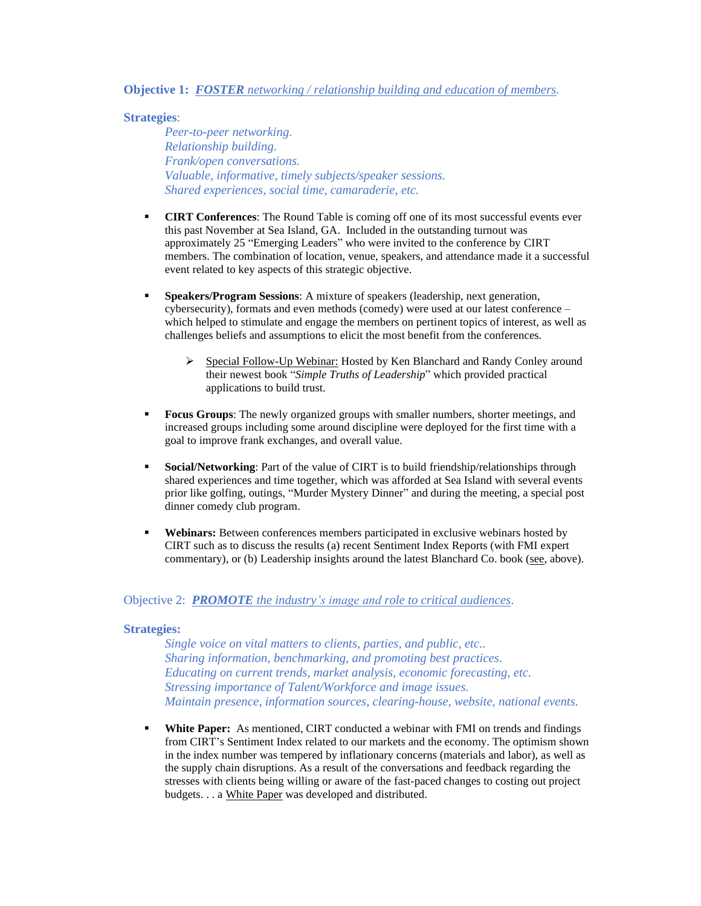**Objective 1:** ***FOSTER** networking / relationship building and education of members.*

**Strategies**:

*Peer-to-peer networking.*
*Relationship building.*
*Frank/open conversations.*
*Valuable, informative, timely subjects/speaker sessions.*
*Shared experiences, social time, camaraderie, etc.*

- **CIRT Conferences**: The Round Table is coming off one of its most successful events ever this past November at Sea Island, GA. Included in the outstanding turnout was approximately 25 "Emerging Leaders" who were invited to the conference by CIRT members. The combination of location, venue, speakers, and attendance made it a successful event related to key aspects of this strategic objective.

- **Speakers/Program Sessions**: A mixture of speakers (leadership, next generation, cybersecurity), formats and even methods (comedy) were used at our latest conference – which helped to stimulate and engage the members on pertinent topics of interest, as well as challenges beliefs and assumptions to elicit the most benefit from the conferences.

  - Special Follow-Up Webinar: Hosted by Ken Blanchard and Randy Conley around their newest book "*Simple Truths of Leadership*" which provided practical applications to build trust.

- **Focus Groups**: The newly organized groups with smaller numbers, shorter meetings, and increased groups including some around discipline were deployed for the first time with a goal to improve frank exchanges, and overall value.

- **Social/Networking**: Part of the value of CIRT is to build friendship/relationships through shared experiences and time together, which was afforded at Sea Island with several events prior like golfing, outings, "Murder Mystery Dinner" and during the meeting, a special post dinner comedy club program.

- **Webinars:** Between conferences members participated in exclusive webinars hosted by CIRT such as to discuss the results (a) recent Sentiment Index Reports (with FMI expert commentary), or (b) Leadership insights around the latest Blanchard Co. book (see, above).

Objective 2: ***PROMOTE** the industry's image and role to critical audiences.*

**Strategies:**

*Single voice on vital matters to clients, parties, and public, etc..*
*Sharing information, benchmarking, and promoting best practices.*
*Educating on current trends, market analysis, economic forecasting, etc.*
*Stressing importance of Talent/Workforce and image issues.*
*Maintain presence, information sources, clearing-house, website, national events.*

- **White Paper:** As mentioned, CIRT conducted a webinar with FMI on trends and findings from CIRT's Sentiment Index related to our markets and the economy. The optimism shown in the index number was tempered by inflationary concerns (materials and labor), as well as the supply chain disruptions. As a result of the conversations and feedback regarding the stresses with clients being willing or aware of the fast-paced changes to costing out project budgets. . . a White Paper was developed and distributed.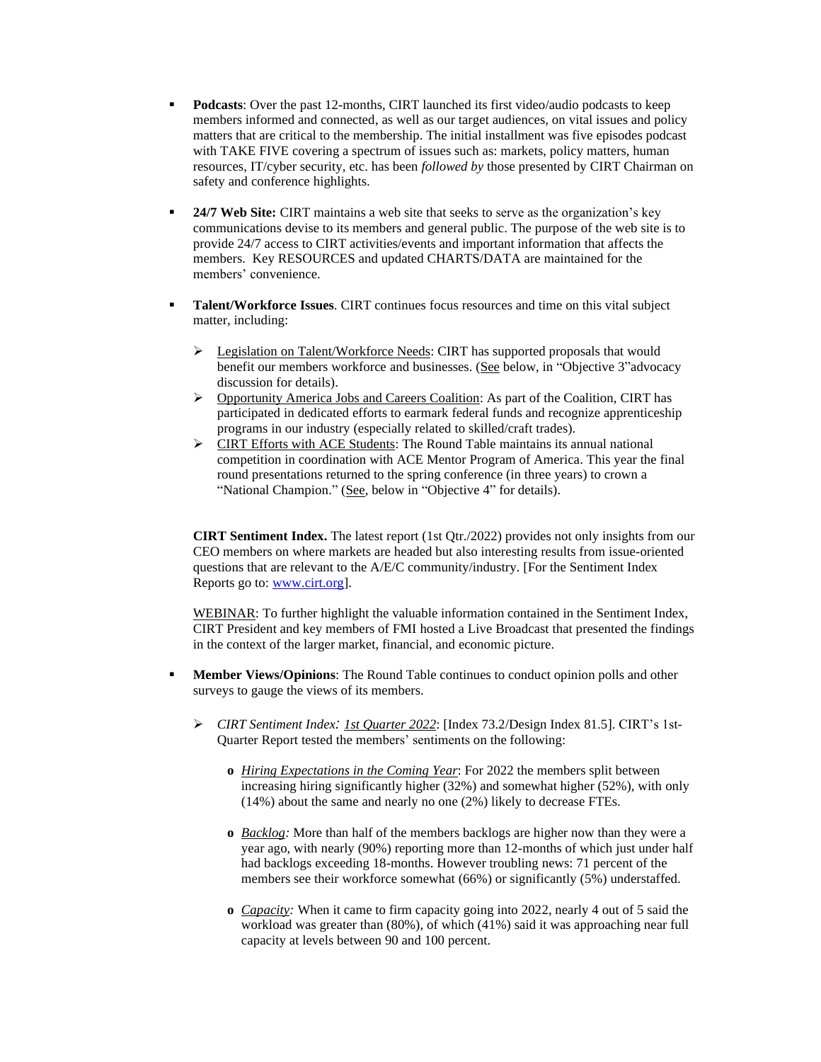- **Podcasts**: Over the past 12-months, CIRT launched its first video/audio podcasts to keep members informed and connected, as well as our target audiences, on vital issues and policy matters that are critical to the membership. The initial installment was five episodes podcast with TAKE FIVE covering a spectrum of issues such as: markets, policy matters, human resources, IT/cyber security, etc. has been *followed by* those presented by CIRT Chairman on safety and conference highlights.

- **24/7 Web Site:** CIRT maintains a web site that seeks to serve as the organization's key communications devise to its members and general public. The purpose of the web site is to provide 24/7 access to CIRT activities/events and important information that affects the members. Key RESOURCES and updated CHARTS/DATA are maintained for the members' convenience.

- **Talent/Workforce Issues**. CIRT continues focus resources and time on this vital subject matter, including:

  - Legislation on Talent/Workforce Needs: CIRT has supported proposals that would benefit our members workforce and businesses. (See below, in "Objective 3"advocacy discussion for details).
  - Opportunity America Jobs and Careers Coalition: As part of the Coalition, CIRT has participated in dedicated efforts to earmark federal funds and recognize apprenticeship programs in our industry (especially related to skilled/craft trades).
  - CIRT Efforts with ACE Students: The Round Table maintains its annual national competition in coordination with ACE Mentor Program of America. This year the final round presentations returned to the spring conference (in three years) to crown a "National Champion." (See, below in "Objective 4" for details).

**CIRT Sentiment Index.** The latest report (1st Qtr./2022) provides not only insights from our CEO members on where markets are headed but also interesting results from issue-oriented questions that are relevant to the A/E/C community/industry. [For the Sentiment Index Reports go to: www.cirt.org].

WEBINAR: To further highlight the valuable information contained in the Sentiment Index, CIRT President and key members of FMI hosted a Live Broadcast that presented the findings in the context of the larger market, financial, and economic picture.

- **Member Views/Opinions**: The Round Table continues to conduct opinion polls and other surveys to gauge the views of its members.

  - *CIRT Sentiment Index: 1st Quarter 2022*: [Index 73.2/Design Index 81.5]. CIRT's 1st-Quarter Report tested the members' sentiments on the following:

    - *Hiring Expectations in the Coming Year*: For 2022 the members split between increasing hiring significantly higher (32%) and somewhat higher (52%), with only (14%) about the same and nearly no one (2%) likely to decrease FTEs.

    - *Backlog:* More than half of the members backlogs are higher now than they were a year ago, with nearly (90%) reporting more than 12-months of which just under half had backlogs exceeding 18-months. However troubling news: 71 percent of the members see their workforce somewhat (66%) or significantly (5%) understaffed.

    - *Capacity:* When it came to firm capacity going into 2022, nearly 4 out of 5 said the workload was greater than (80%), of which (41%) said it was approaching near full capacity at levels between 90 and 100 percent.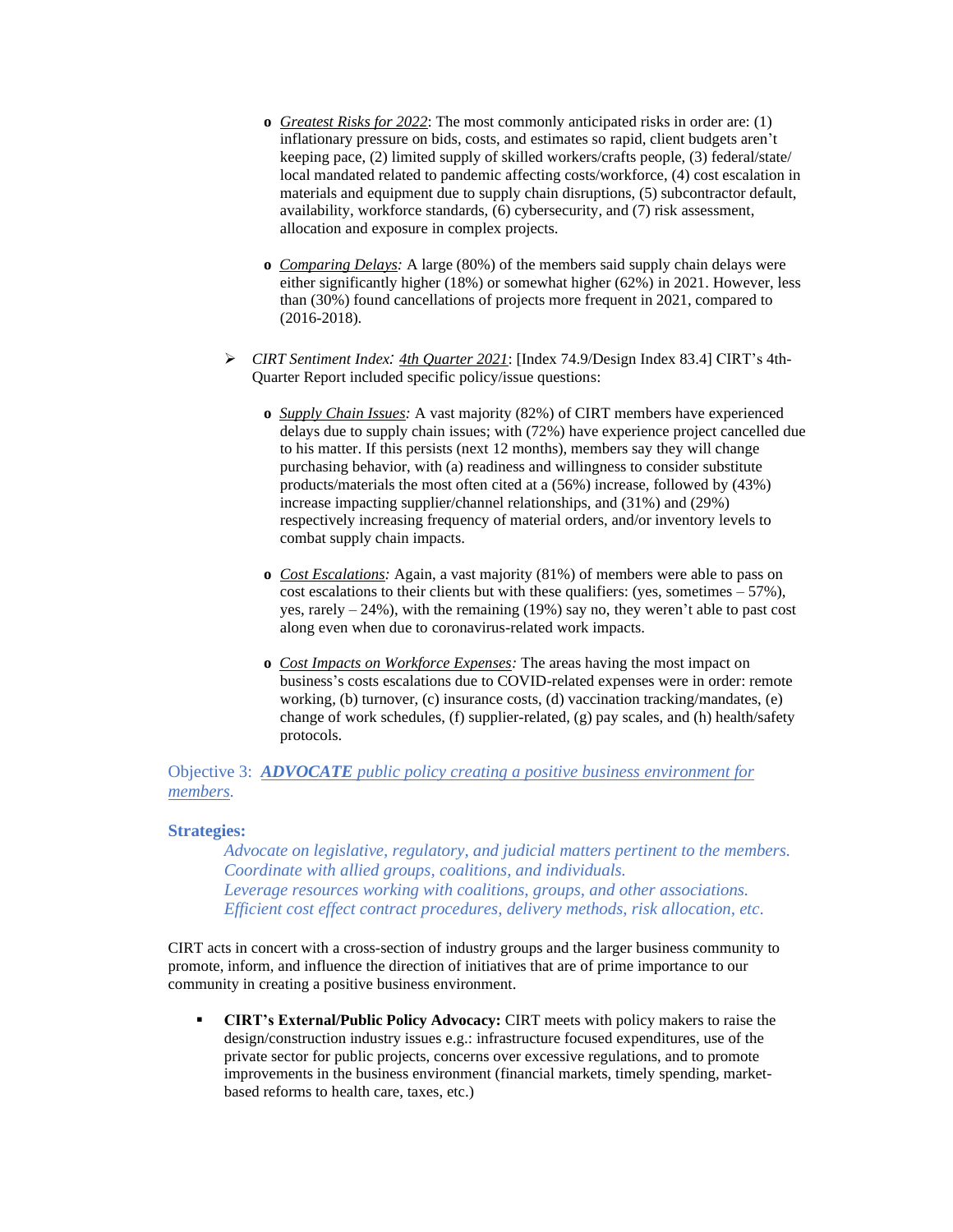- *Greatest Risks for 2022*: The most commonly anticipated risks in order are: (1) inflationary pressure on bids, costs, and estimates so rapid, client budgets aren't keeping pace, (2) limited supply of skilled workers/crafts people, (3) federal/state/ local mandated related to pandemic affecting costs/workforce, (4) cost escalation in materials and equipment due to supply chain disruptions, (5) subcontractor default, availability, workforce standards, (6) cybersecurity, and (7) risk assessment, allocation and exposure in complex projects.

- *Comparing Delays:* A large (80%) of the members said supply chain delays were either significantly higher (18%) or somewhat higher (62%) in 2021. However, less than (30%) found cancellations of projects more frequent in 2021, compared to (2016-2018).

➢ *CIRT Sentiment Index: 4th Quarter 2021*: [Index 74.9/Design Index 83.4] CIRT's 4th-Quarter Report included specific policy/issue questions:

  - *Supply Chain Issues:* A vast majority (82%) of CIRT members have experienced delays due to supply chain issues; with (72%) have experience project cancelled due to his matter. If this persists (next 12 months), members say they will change purchasing behavior, with (a) readiness and willingness to consider substitute products/materials the most often cited at a (56%) increase, followed by (43%) increase impacting supplier/channel relationships, and (31%) and (29%) respectively increasing frequency of material orders, and/or inventory levels to combat supply chain impacts.

  - *Cost Escalations:* Again, a vast majority (81%) of members were able to pass on cost escalations to their clients but with these qualifiers: (yes, sometimes – 57%), yes, rarely – 24%), with the remaining (19%) say no, they weren't able to past cost along even when due to coronavirus-related work impacts.

  - *Cost Impacts on Workforce Expenses:* The areas having the most impact on business's costs escalations due to COVID-related expenses were in order: remote working, (b) turnover, (c) insurance costs, (d) vaccination tracking/mandates, (e) change of work schedules, (f) supplier-related, (g) pay scales, and (h) health/safety protocols.

## Objective 3: ***ADVOCATE*** *public policy creating a positive business environment for members.*

**Strategies:**

*Advocate on legislative, regulatory, and judicial matters pertinent to the members.*
*Coordinate with allied groups, coalitions, and individuals.*
*Leverage resources working with coalitions, groups, and other associations.*
*Efficient cost effect contract procedures, delivery methods, risk allocation, etc.*

CIRT acts in concert with a cross-section of industry groups and the larger business community to promote, inform, and influence the direction of initiatives that are of prime importance to our community in creating a positive business environment.

- **CIRT's External/Public Policy Advocacy:** CIRT meets with policy makers to raise the design/construction industry issues e.g.: infrastructure focused expenditures, use of the private sector for public projects, concerns over excessive regulations, and to promote improvements in the business environment (financial markets, timely spending, market-based reforms to health care, taxes, etc.)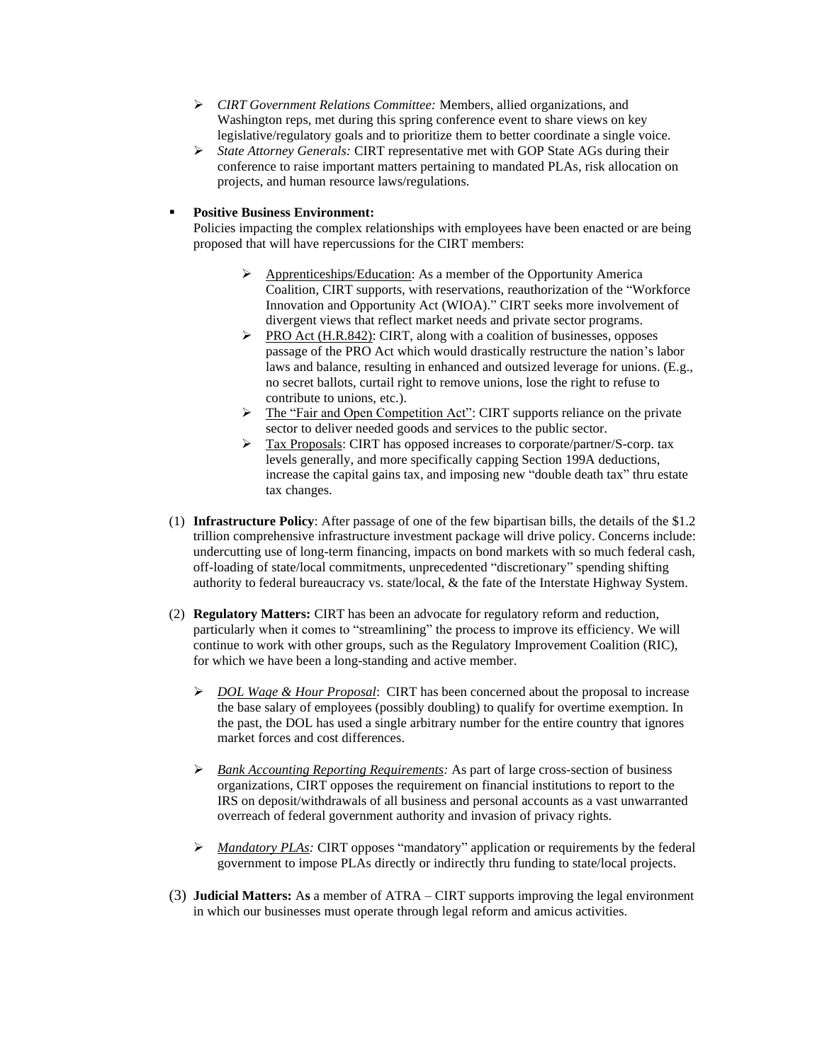- *CIRT Government Relations Committee:* Members, allied organizations, and Washington reps, met during this spring conference event to share views on key legislative/regulatory goals and to prioritize them to better coordinate a single voice.
- *State Attorney Generals:* CIRT representative met with GOP State AGs during their conference to raise important matters pertaining to mandated PLAs, risk allocation on projects, and human resource laws/regulations.

- **Positive Business Environment:**
  Policies impacting the complex relationships with employees have been enacted or are being proposed that will have repercussions for the CIRT members:

  - Apprenticeships/Education: As a member of the Opportunity America Coalition, CIRT supports, with reservations, reauthorization of the "Workforce Innovation and Opportunity Act (WIOA)." CIRT seeks more involvement of divergent views that reflect market needs and private sector programs.
  - PRO Act (H.R.842): CIRT, along with a coalition of businesses, opposes passage of the PRO Act which would drastically restructure the nation's labor laws and balance, resulting in enhanced and outsized leverage for unions. (E.g., no secret ballots, curtail right to remove unions, lose the right to refuse to contribute to unions, etc.).
  - The "Fair and Open Competition Act": CIRT supports reliance on the private sector to deliver needed goods and services to the public sector.
  - Tax Proposals: CIRT has opposed increases to corporate/partner/S-corp. tax levels generally, and more specifically capping Section 199A deductions, increase the capital gains tax, and imposing new "double death tax" thru estate tax changes.

(1) **Infrastructure Policy**: After passage of one of the few bipartisan bills, the details of the $1.2 trillion comprehensive infrastructure investment package will drive policy. Concerns include: undercutting use of long-term financing, impacts on bond markets with so much federal cash, off-loading of state/local commitments, unprecedented "discretionary" spending shifting authority to federal bureaucracy vs. state/local, & the fate of the Interstate Highway System.

(2) **Regulatory Matters:** CIRT has been an advocate for regulatory reform and reduction, particularly when it comes to "streamlining" the process to improve its efficiency. We will continue to work with other groups, such as the Regulatory Improvement Coalition (RIC), for which we have been a long-standing and active member.

- *DOL Wage & Hour Proposal*: CIRT has been concerned about the proposal to increase the base salary of employees (possibly doubling) to qualify for overtime exemption. In the past, the DOL has used a single arbitrary number for the entire country that ignores market forces and cost differences.

- *Bank Accounting Reporting Requirements:* As part of large cross-section of business organizations, CIRT opposes the requirement on financial institutions to report to the IRS on deposit/withdrawals of all business and personal accounts as a vast unwarranted overreach of federal government authority and invasion of privacy rights.

- *Mandatory PLAs:* CIRT opposes "mandatory" application or requirements by the federal government to impose PLAs directly or indirectly thru funding to state/local projects.

(3) **Judicial Matters:** As a member of ATRA – CIRT supports improving the legal environment in which our businesses must operate through legal reform and amicus activities.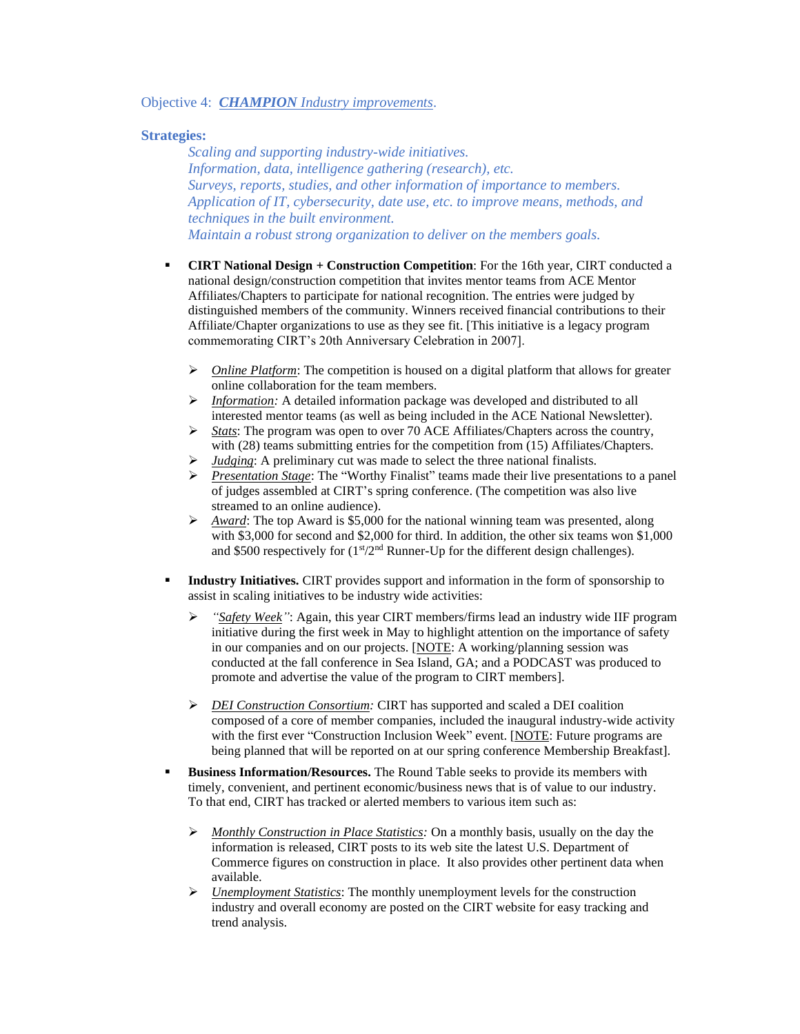Objective 4: ***CHAMPION** Industry improvements*.

**Strategies:**

*Scaling and supporting industry-wide initiatives.*
*Information, data, intelligence gathering (research), etc.*
*Surveys, reports, studies, and other information of importance to members.*
*Application of IT, cybersecurity, date use, etc. to improve means, methods, and techniques in the built environment.*
*Maintain a robust strong organization to deliver on the members goals.*

- **CIRT National Design + Construction Competition**: For the 16th year, CIRT conducted a national design/construction competition that invites mentor teams from ACE Mentor Affiliates/Chapters to participate for national recognition. The entries were judged by distinguished members of the community. Winners received financial contributions to their Affiliate/Chapter organizations to use as they see fit. [This initiative is a legacy program commemorating CIRT's 20th Anniversary Celebration in 2007].

  - *Online Platform*: The competition is housed on a digital platform that allows for greater online collaboration for the team members.
  - *Information:* A detailed information package was developed and distributed to all interested mentor teams (as well as being included in the ACE National Newsletter).
  - *Stats*: The program was open to over 70 ACE Affiliates/Chapters across the country, with (28) teams submitting entries for the competition from (15) Affiliates/Chapters.
  - *Judging*: A preliminary cut was made to select the three national finalists.
  - *Presentation Stage*: The "Worthy Finalist" teams made their live presentations to a panel of judges assembled at CIRT's spring conference. (The competition was also live streamed to an online audience).
  - *Award*: The top Award is $5,000 for the national winning team was presented, along with $3,000 for second and $2,000 for third. In addition, the other six teams won $1,000 and $500 respectively for (1st/2nd Runner-Up for the different design challenges).

- **Industry Initiatives.** CIRT provides support and information in the form of sponsorship to assist in scaling initiatives to be industry wide activities:

  - *"Safety Week"*: Again, this year CIRT members/firms lead an industry wide IIF program initiative during the first week in May to highlight attention on the importance of safety in our companies and on our projects. [NOTE: A working/planning session was conducted at the fall conference in Sea Island, GA; and a PODCAST was produced to promote and advertise the value of the program to CIRT members].

  - *DEI Construction Consortium:* CIRT has supported and scaled a DEI coalition composed of a core of member companies, included the inaugural industry-wide activity with the first ever "Construction Inclusion Week" event. [NOTE: Future programs are being planned that will be reported on at our spring conference Membership Breakfast].

- **Business Information/Resources.** The Round Table seeks to provide its members with timely, convenient, and pertinent economic/business news that is of value to our industry. To that end, CIRT has tracked or alerted members to various item such as:

  - *Monthly Construction in Place Statistics:* On a monthly basis, usually on the day the information is released, CIRT posts to its web site the latest U.S. Department of Commerce figures on construction in place. It also provides other pertinent data when available.
  - *Unemployment Statistics*: The monthly unemployment levels for the construction industry and overall economy are posted on the CIRT website for easy tracking and trend analysis.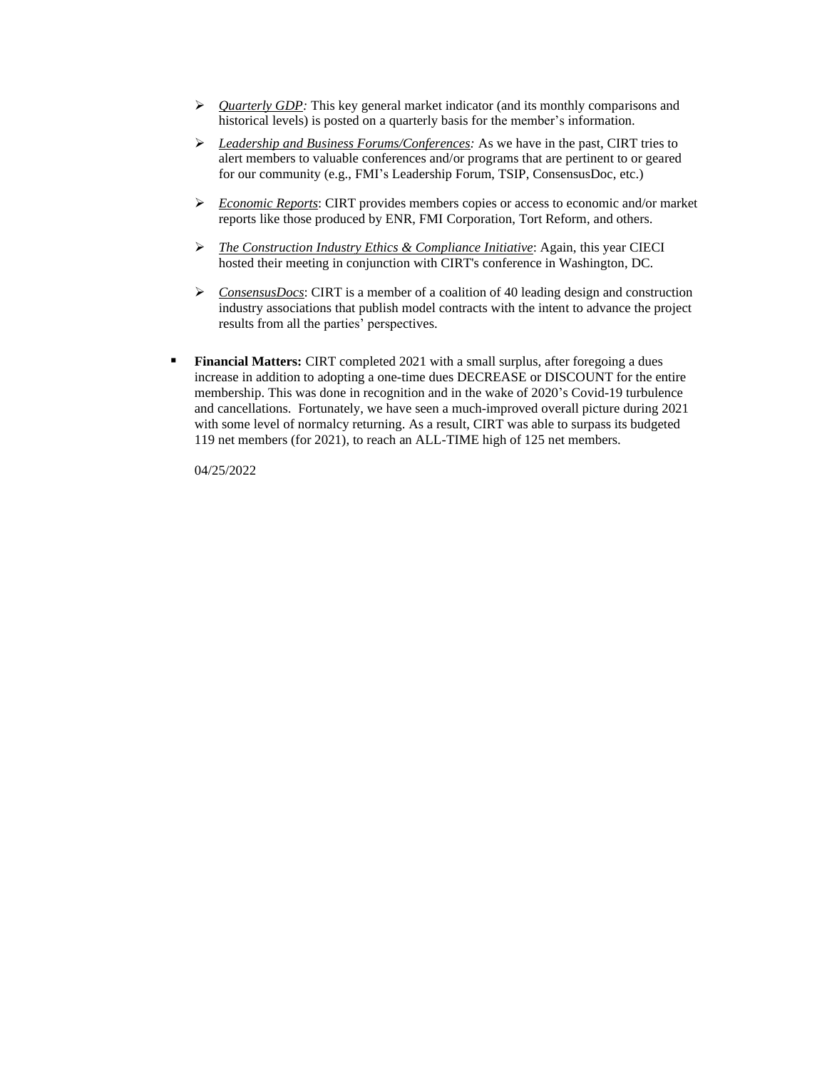- *Quarterly GDP:* This key general market indicator (and its monthly comparisons and historical levels) is posted on a quarterly basis for the member's information.
- *Leadership and Business Forums/Conferences:* As we have in the past, CIRT tries to alert members to valuable conferences and/or programs that are pertinent to or geared for our community (e.g., FMI's Leadership Forum, TSIP, ConsensusDoc, etc.)
- *Economic Reports*: CIRT provides members copies or access to economic and/or market reports like those produced by ENR, FMI Corporation, Tort Reform, and others.
- *The Construction Industry Ethics & Compliance Initiative*: Again, this year CIECI hosted their meeting in conjunction with CIRT's conference in Washington, DC.
- *ConsensusDocs*: CIRT is a member of a coalition of 40 leading design and construction industry associations that publish model contracts with the intent to advance the project results from all the parties' perspectives.

- **Financial Matters:** CIRT completed 2021 with a small surplus, after foregoing a dues increase in addition to adopting a one-time dues DECREASE or DISCOUNT for the entire membership. This was done in recognition and in the wake of 2020's Covid-19 turbulence and cancellations. Fortunately, we have seen a much-improved overall picture during 2021 with some level of normalcy returning. As a result, CIRT was able to surpass its budgeted 119 net members (for 2021), to reach an ALL-TIME high of 125 net members.

04/25/2022